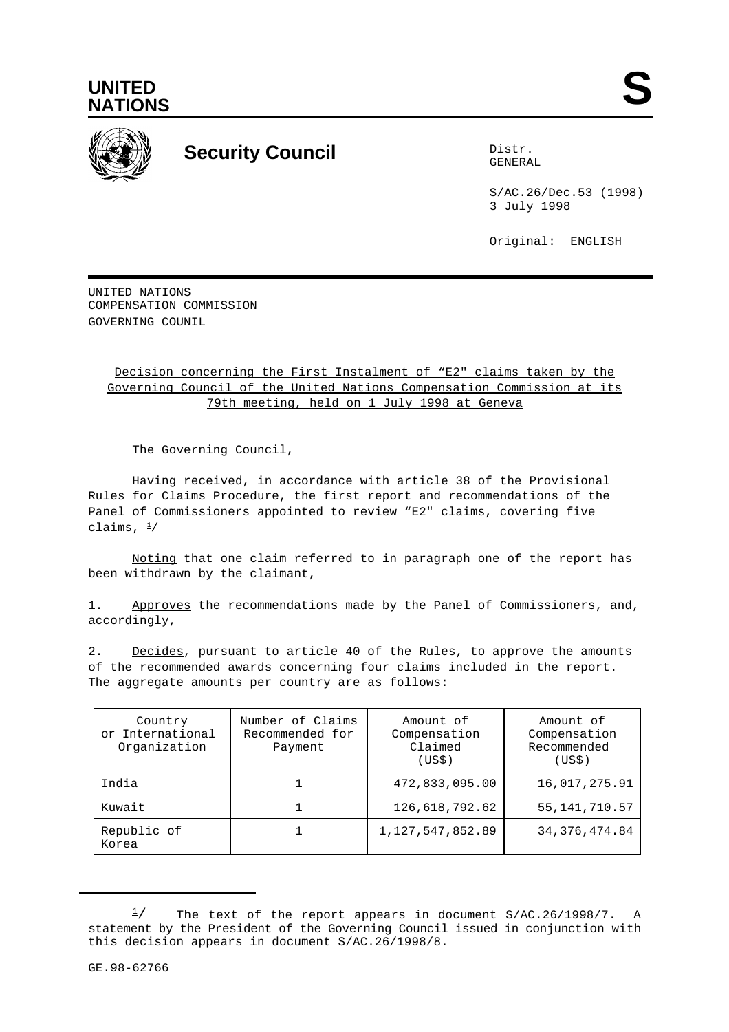UNITED NATIONS

**S**

# Security Council

Distr.
GENERAL

S/AC.26/Dec.53 (1998)
3 July 1998

Original: ENGLISH

UNITED NATIONS
COMPENSATION COMMISSION
GOVERNING COUNIL

Decision concerning the First Instalment of "E2" claims taken by the Governing Council of the United Nations Compensation Commission at its 79th meeting, held on 1 July 1998 at Geneva

The Governing Council,

Having received, in accordance with article 38 of the Provisional Rules for Claims Procedure, the first report and recommendations of the Panel of Commissioners appointed to review "E2" claims, covering five claims, [1]/

Noting that one claim referred to in paragraph one of the report has been withdrawn by the claimant,

1. Approves the recommendations made by the Panel of Commissioners, and, accordingly,

2. Decides, pursuant to article 40 of the Rules, to approve the amounts of the recommended awards concerning four claims included in the report. The aggregate amounts per country are as follows:

| Country or International Organization | Number of Claims Recommended for Payment | Amount of Compensation Claimed (US$) | Amount of Compensation Recommended (US$) |
|---|---|---|---|
| India | 1 | 472,833,095.00 | 16,017,275.91 |
| Kuwait | 1 | 126,618,792.62 | 55,141,710.57 |
| Republic of Korea | 1 | 1,127,547,852.89 | 34,376,474.84 |

[1]/ The text of the report appears in document S/AC.26/1998/7. A statement by the President of the Governing Council issued in conjunction with this decision appears in document S/AC.26/1998/8.

GE.98-62766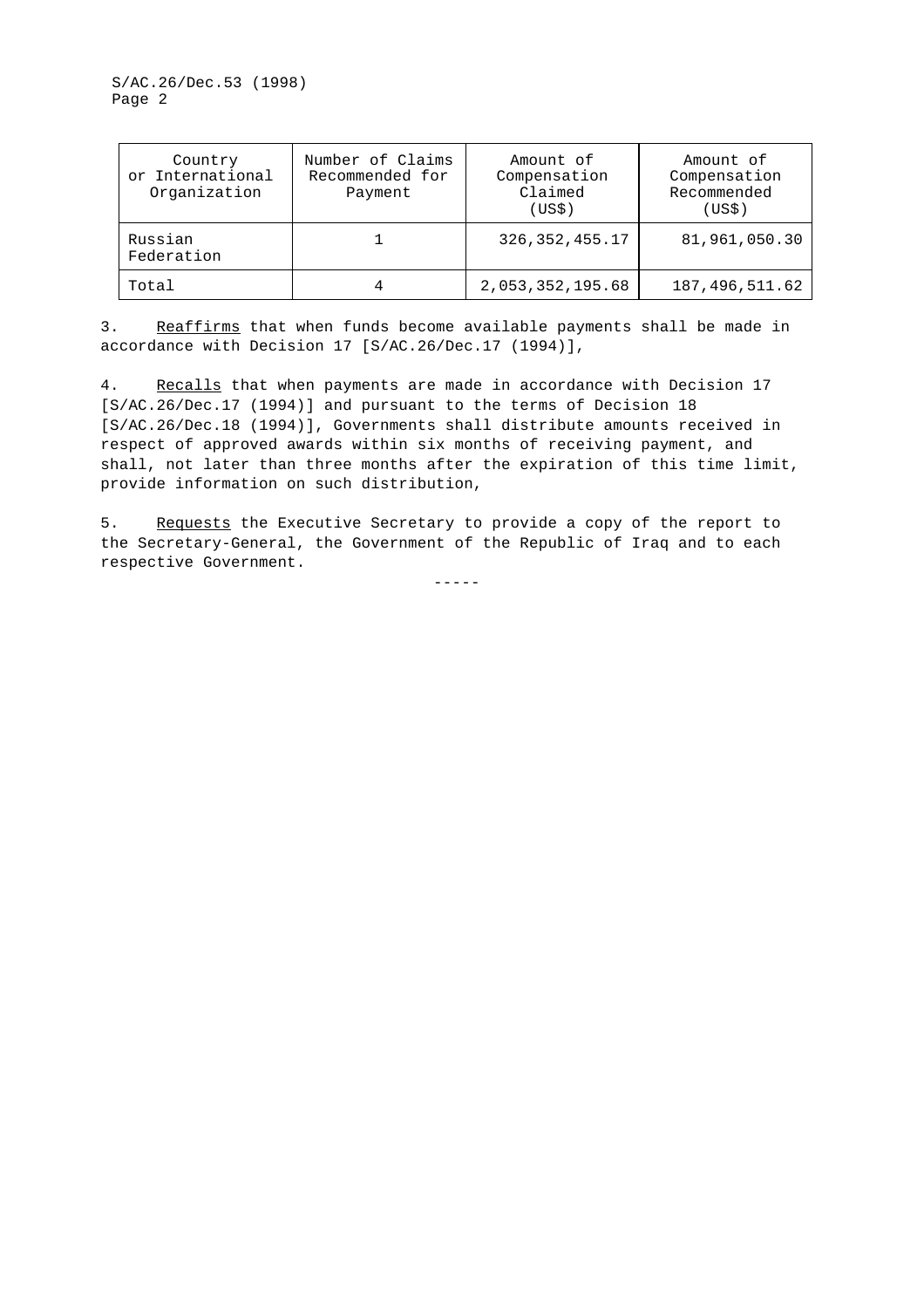| Country or International Organization | Number of Claims Recommended for Payment | Amount of Compensation Claimed (US$) | Amount of Compensation Recommended (US$) |
|---|---|---|---|
| Russian Federation | 1 | 326,352,455.17 | 81,961,050.30 |
| Total | 4 | 2,053,352,195.68 | 187,496,511.62 |

3. Reaffirms that when funds become available payments shall be made in accordance with Decision 17 [S/AC.26/Dec.17 (1994)],

4. Recalls that when payments are made in accordance with Decision 17 [S/AC.26/Dec.17 (1994)] and pursuant to the terms of Decision 18 [S/AC.26/Dec.18 (1994)], Governments shall distribute amounts received in respect of approved awards within six months of receiving payment, and shall, not later than three months after the expiration of this time limit, provide information on such distribution,

5. Requests the Executive Secretary to provide a copy of the report to the Secretary-General, the Government of the Republic of Iraq and to each respective Government.

-----